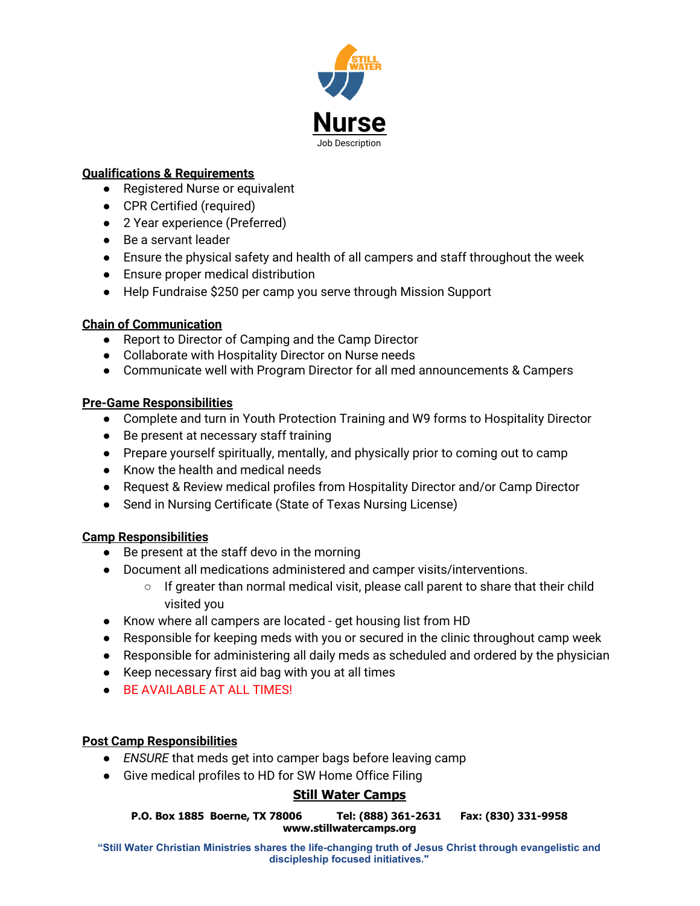# Nurse

Job Description

**Qualifications & Requirements**

- Registered Nurse or equivalent
- CPR Certified (required)
- 2 Year experience (Preferred)
- Be a servant leader
- Ensure the physical safety and health of all campers and staff throughout the week
- Ensure proper medical distribution
- Help Fundraise $250 per camp you serve through Mission Support

**Chain of Communication**

- Report to Director of Camping and the Camp Director
- Collaborate with Hospitality Director on Nurse needs
- Communicate well with Program Director for all med announcements & Campers

**Pre-Game Responsibilities**

- Complete and turn in Youth Protection Training and W9 forms to Hospitality Director
- Be present at necessary staff training
- Prepare yourself spiritually, mentally, and physically prior to coming out to camp
- Know the health and medical needs
- Request & Review medical profiles from Hospitality Director and/or Camp Director
- Send in Nursing Certificate (State of Texas Nursing License)

**Camp Responsibilities**

- Be present at the staff devo in the morning
- Document all medications administered and camper visits/interventions.
  - If greater than normal medical visit, please call parent to share that their child visited you
- Know where all campers are located - get housing list from HD
- Responsible for keeping meds with you or secured in the clinic throughout camp week
- Responsible for administering all daily meds as scheduled and ordered by the physician
- Keep necessary first aid bag with you at all times
- BE AVAILABLE AT ALL TIMES!

**Post Camp Responsibilities**

- *ENSURE* that meds get into camper bags before leaving camp
- Give medical profiles to HD for SW Home Office Filing

**Still Water Camps**

**P.O. Box 1885 Boerne, TX 78006 Tel: (888) 361-2631 Fax: (830) 331-9958**
**www.stillwatercamps.org**

**"Still Water Christian Ministries shares the life-changing truth of Jesus Christ through evangelistic and discipleship focused initiatives."**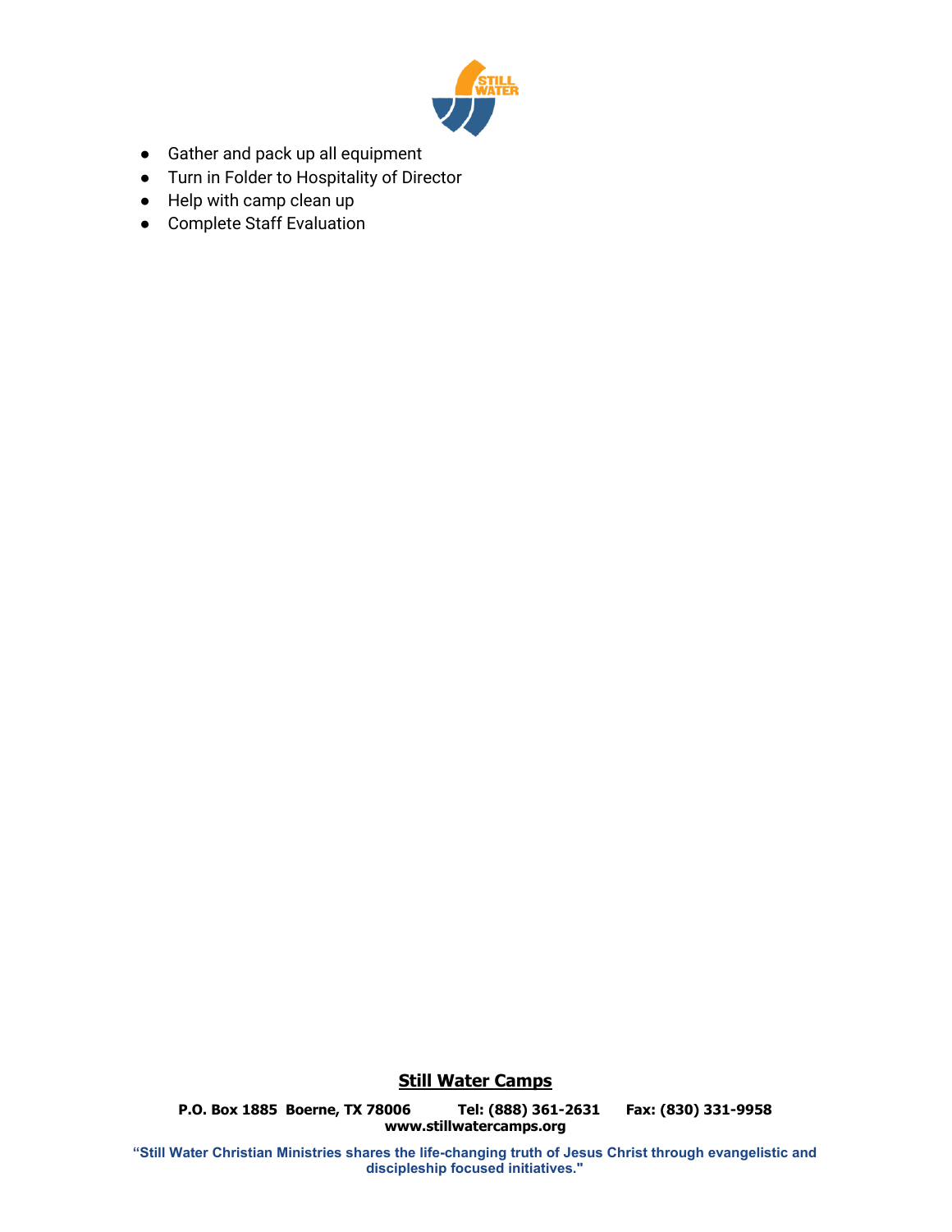- Gather and pack up all equipment
- Turn in Folder to Hospitality of Director
- Help with camp clean up
- Complete Staff Evaluation

**Still Water Camps**

**P.O. Box 1885 Boerne, TX 78006 Tel: (888) 361-2631 Fax: (830) 331-9958**
**www.stillwatercamps.org**

**"Still Water Christian Ministries shares the life-changing truth of Jesus Christ through evangelistic and discipleship focused initiatives."**